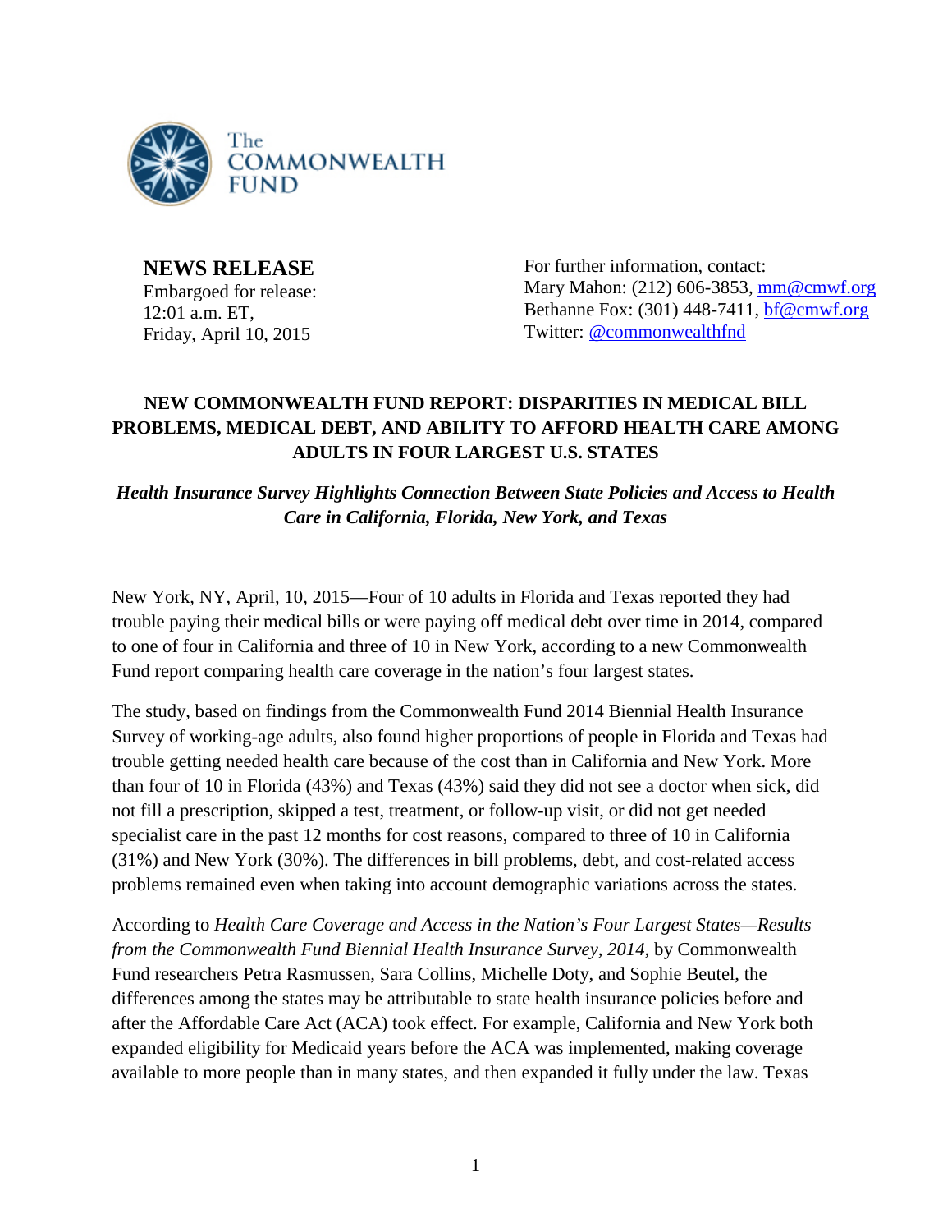The COMMONWEALTH FUND

**NEWS RELEASE**
Embargoed for release:
12:01 a.m. ET,
Friday, April 10, 2015

For further information, contact:
Mary Mahon: (212) 606-3853, mm@cmwf.org
Bethanne Fox: (301) 448-7411, bf@cmwf.org
Twitter: @commonwealthfnd

# NEW COMMONWEALTH FUND REPORT: DISPARITIES IN MEDICAL BILL PROBLEMS, MEDICAL DEBT, AND ABILITY TO AFFORD HEALTH CARE AMONG ADULTS IN FOUR LARGEST U.S. STATES

***Health Insurance Survey Highlights Connection Between State Policies and Access to Health Care in California, Florida, New York, and Texas***

New York, NY, April, 10, 2015—Four of 10 adults in Florida and Texas reported they had trouble paying their medical bills or were paying off medical debt over time in 2014, compared to one of four in California and three of 10 in New York, according to a new Commonwealth Fund report comparing health care coverage in the nation's four largest states.

The study, based on findings from the Commonwealth Fund 2014 Biennial Health Insurance Survey of working-age adults, also found higher proportions of people in Florida and Texas had trouble getting needed health care because of the cost than in California and New York. More than four of 10 in Florida (43%) and Texas (43%) said they did not see a doctor when sick, did not fill a prescription, skipped a test, treatment, or follow-up visit, or did not get needed specialist care in the past 12 months for cost reasons, compared to three of 10 in California (31%) and New York (30%). The differences in bill problems, debt, and cost-related access problems remained even when taking into account demographic variations across the states.

According to *Health Care Coverage and Access in the Nation's Four Largest States—Results from the Commonwealth Fund Biennial Health Insurance Survey, 2014,* by Commonwealth Fund researchers Petra Rasmussen, Sara Collins, Michelle Doty, and Sophie Beutel, the differences among the states may be attributable to state health insurance policies before and after the Affordable Care Act (ACA) took effect. For example, California and New York both expanded eligibility for Medicaid years before the ACA was implemented, making coverage available to more people than in many states, and then expanded it fully under the law. Texas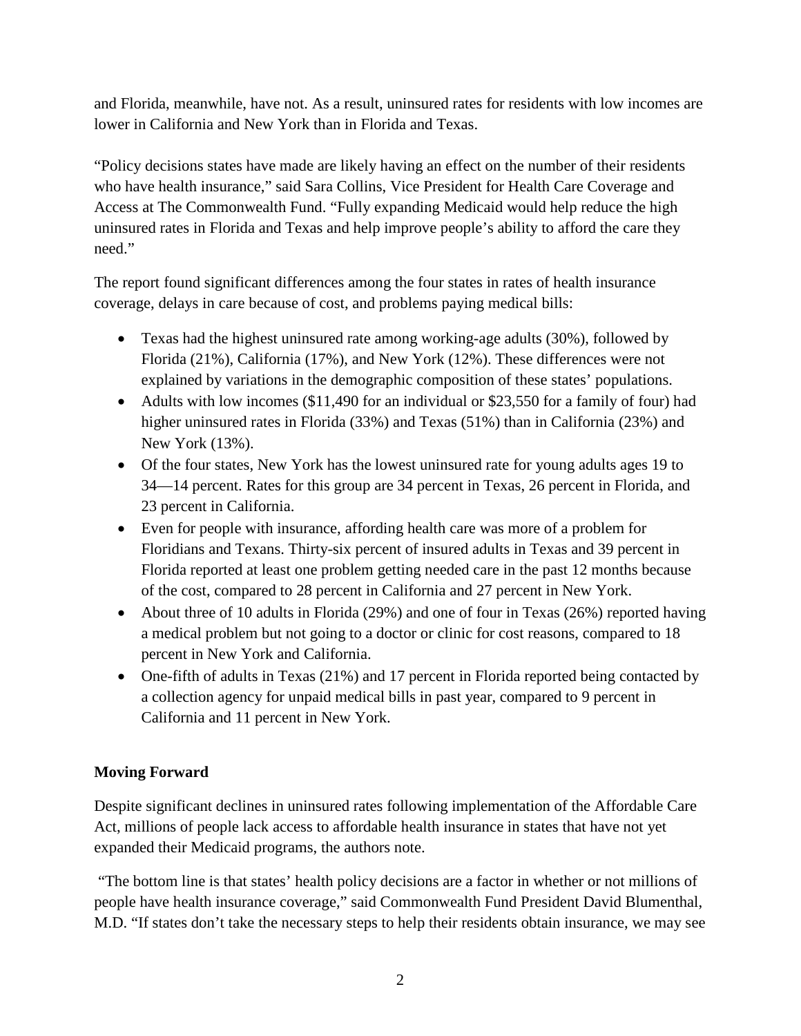and Florida, meanwhile, have not. As a result, uninsured rates for residents with low incomes are lower in California and New York than in Florida and Texas.

"Policy decisions states have made are likely having an effect on the number of their residents who have health insurance," said Sara Collins, Vice President for Health Care Coverage and Access at The Commonwealth Fund. "Fully expanding Medicaid would help reduce the high uninsured rates in Florida and Texas and help improve people's ability to afford the care they need."

The report found significant differences among the four states in rates of health insurance coverage, delays in care because of cost, and problems paying medical bills:

- Texas had the highest uninsured rate among working-age adults (30%), followed by Florida (21%), California (17%), and New York (12%). These differences were not explained by variations in the demographic composition of these states' populations.
- Adults with low incomes ($11,490 for an individual or $23,550 for a family of four) had higher uninsured rates in Florida (33%) and Texas (51%) than in California (23%) and New York (13%).
- Of the four states, New York has the lowest uninsured rate for young adults ages 19 to 34—14 percent. Rates for this group are 34 percent in Texas, 26 percent in Florida, and 23 percent in California.
- Even for people with insurance, affording health care was more of a problem for Floridians and Texans. Thirty-six percent of insured adults in Texas and 39 percent in Florida reported at least one problem getting needed care in the past 12 months because of the cost, compared to 28 percent in California and 27 percent in New York.
- About three of 10 adults in Florida (29%) and one of four in Texas (26%) reported having a medical problem but not going to a doctor or clinic for cost reasons, compared to 18 percent in New York and California.
- One-fifth of adults in Texas (21%) and 17 percent in Florida reported being contacted by a collection agency for unpaid medical bills in past year, compared to 9 percent in California and 11 percent in New York.

**Moving Forward**

Despite significant declines in uninsured rates following implementation of the Affordable Care Act, millions of people lack access to affordable health insurance in states that have not yet expanded their Medicaid programs, the authors note.

"The bottom line is that states' health policy decisions are a factor in whether or not millions of people have health insurance coverage," said Commonwealth Fund President David Blumenthal, M.D. "If states don't take the necessary steps to help their residents obtain insurance, we may see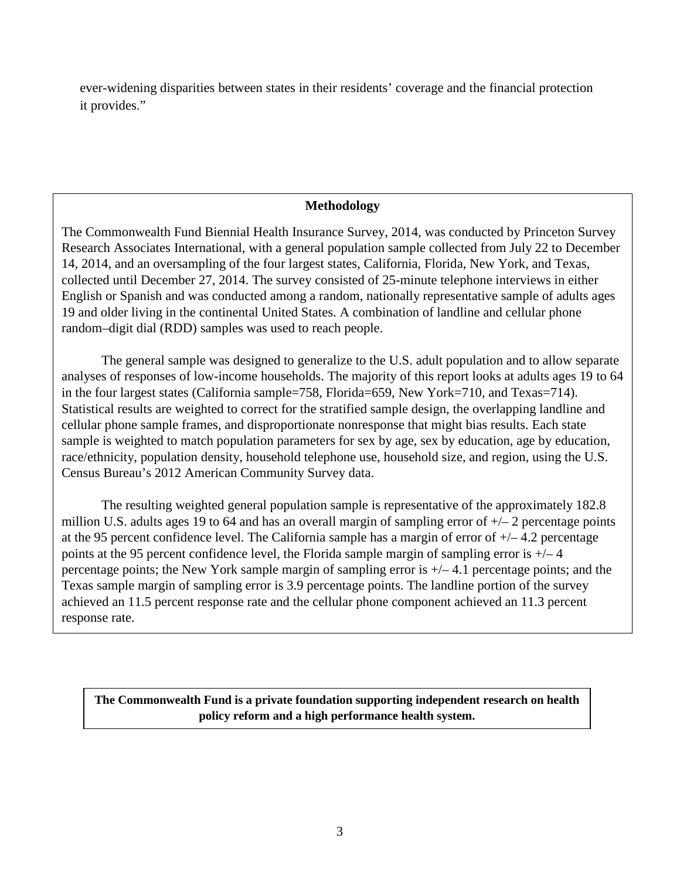ever-widening disparities between states in their residents' coverage and the financial protection it provides."

## Methodology

The Commonwealth Fund Biennial Health Insurance Survey, 2014, was conducted by Princeton Survey Research Associates International, with a general population sample collected from July 22 to December 14, 2014, and an oversampling of the four largest states, California, Florida, New York, and Texas, collected until December 27, 2014. The survey consisted of 25-minute telephone interviews in either English or Spanish and was conducted among a random, nationally representative sample of adults ages 19 and older living in the continental United States. A combination of landline and cellular phone random–digit dial (RDD) samples was used to reach people.

The general sample was designed to generalize to the U.S. adult population and to allow separate analyses of responses of low-income households. The majority of this report looks at adults ages 19 to 64 in the four largest states (California sample=758, Florida=659, New York=710, and Texas=714). Statistical results are weighted to correct for the stratified sample design, the overlapping landline and cellular phone sample frames, and disproportionate nonresponse that might bias results. Each state sample is weighted to match population parameters for sex by age, sex by education, age by education, race/ethnicity, population density, household telephone use, household size, and region, using the U.S. Census Bureau's 2012 American Community Survey data.

The resulting weighted general population sample is representative of the approximately 182.8 million U.S. adults ages 19 to 64 and has an overall margin of sampling error of +/– 2 percentage points at the 95 percent confidence level. The California sample has a margin of error of +/– 4.2 percentage points at the 95 percent confidence level, the Florida sample margin of sampling error is +/– 4 percentage points; the New York sample margin of sampling error is +/– 4.1 percentage points; and the Texas sample margin of sampling error is 3.9 percentage points. The landline portion of the survey achieved an 11.5 percent response rate and the cellular phone component achieved an 11.3 percent response rate.

**The Commonwealth Fund is a private foundation supporting independent research on health policy reform and a high performance health system.**